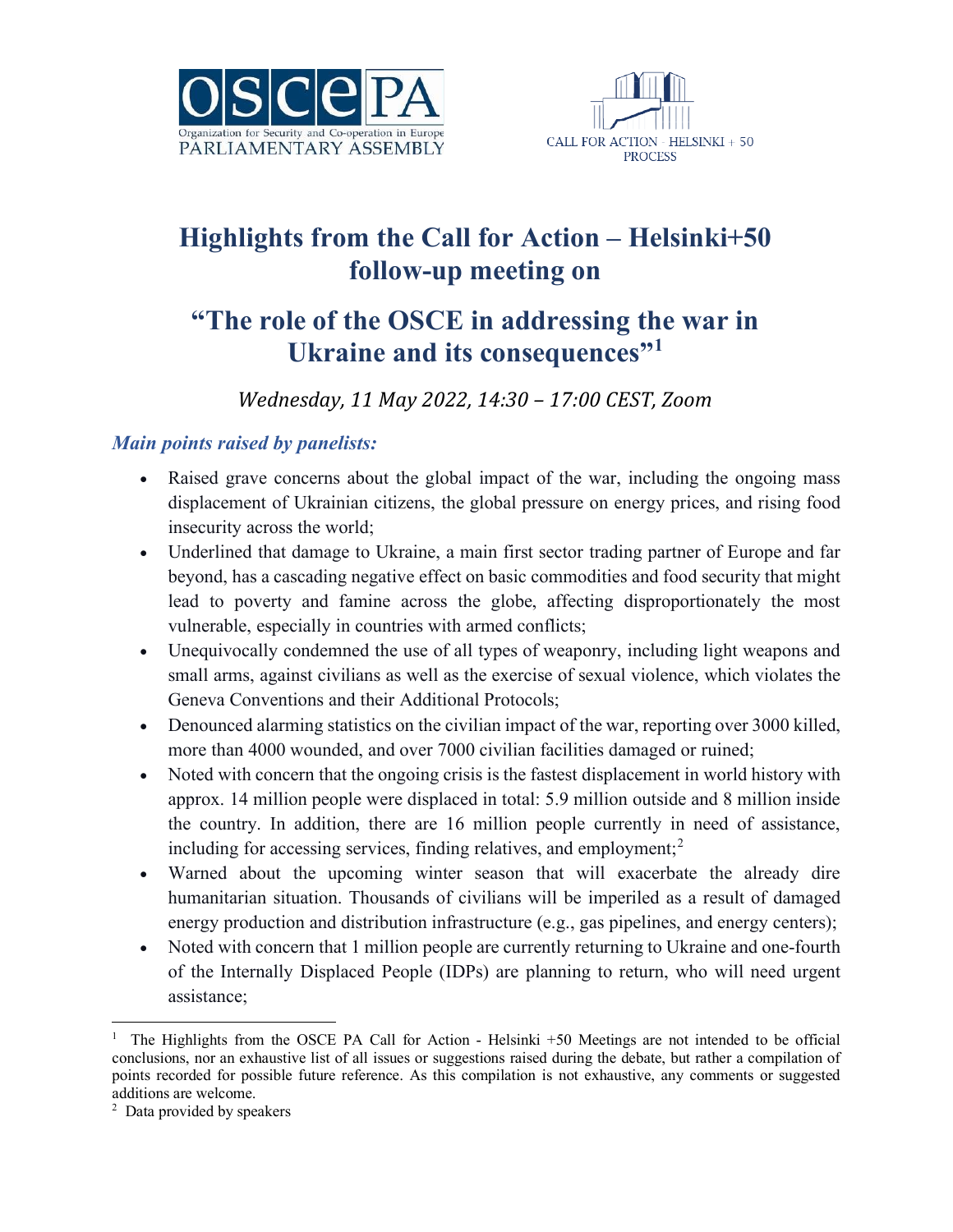# Highlights from the Call for Action – Helsinki+50 follow-up meeting on

# "The role of the OSCE in addressing the war in Ukraine and its consequences"[1]

*Wednesday, 11 May 2022, 14:30 – 17:00 CEST, Zoom*

### *Main points raised by panelists:*

- Raised grave concerns about the global impact of the war, including the ongoing mass displacement of Ukrainian citizens, the global pressure on energy prices, and rising food insecurity across the world;
- Underlined that damage to Ukraine, a main first sector trading partner of Europe and far beyond, has a cascading negative effect on basic commodities and food security that might lead to poverty and famine across the globe, affecting disproportionately the most vulnerable, especially in countries with armed conflicts;
- Unequivocally condemned the use of all types of weaponry, including light weapons and small arms, against civilians as well as the exercise of sexual violence, which violates the Geneva Conventions and their Additional Protocols;
- Denounced alarming statistics on the civilian impact of the war, reporting over 3000 killed, more than 4000 wounded, and over 7000 civilian facilities damaged or ruined;
- Noted with concern that the ongoing crisis is the fastest displacement in world history with approx. 14 million people were displaced in total: 5.9 million outside and 8 million inside the country. In addition, there are 16 million people currently in need of assistance, including for accessing services, finding relatives, and employment;[2]
- Warned about the upcoming winter season that will exacerbate the already dire humanitarian situation. Thousands of civilians will be imperiled as a result of damaged energy production and distribution infrastructure (e.g., gas pipelines, and energy centers);
- Noted with concern that 1 million people are currently returning to Ukraine and one-fourth of the Internally Displaced People (IDPs) are planning to return, who will need urgent assistance;

---

[1] The Highlights from the OSCE PA Call for Action - Helsinki +50 Meetings are not intended to be official conclusions, nor an exhaustive list of all issues or suggestions raised during the debate, but rather a compilation of points recorded for possible future reference. As this compilation is not exhaustive, any comments or suggested additions are welcome.

[2] Data provided by speakers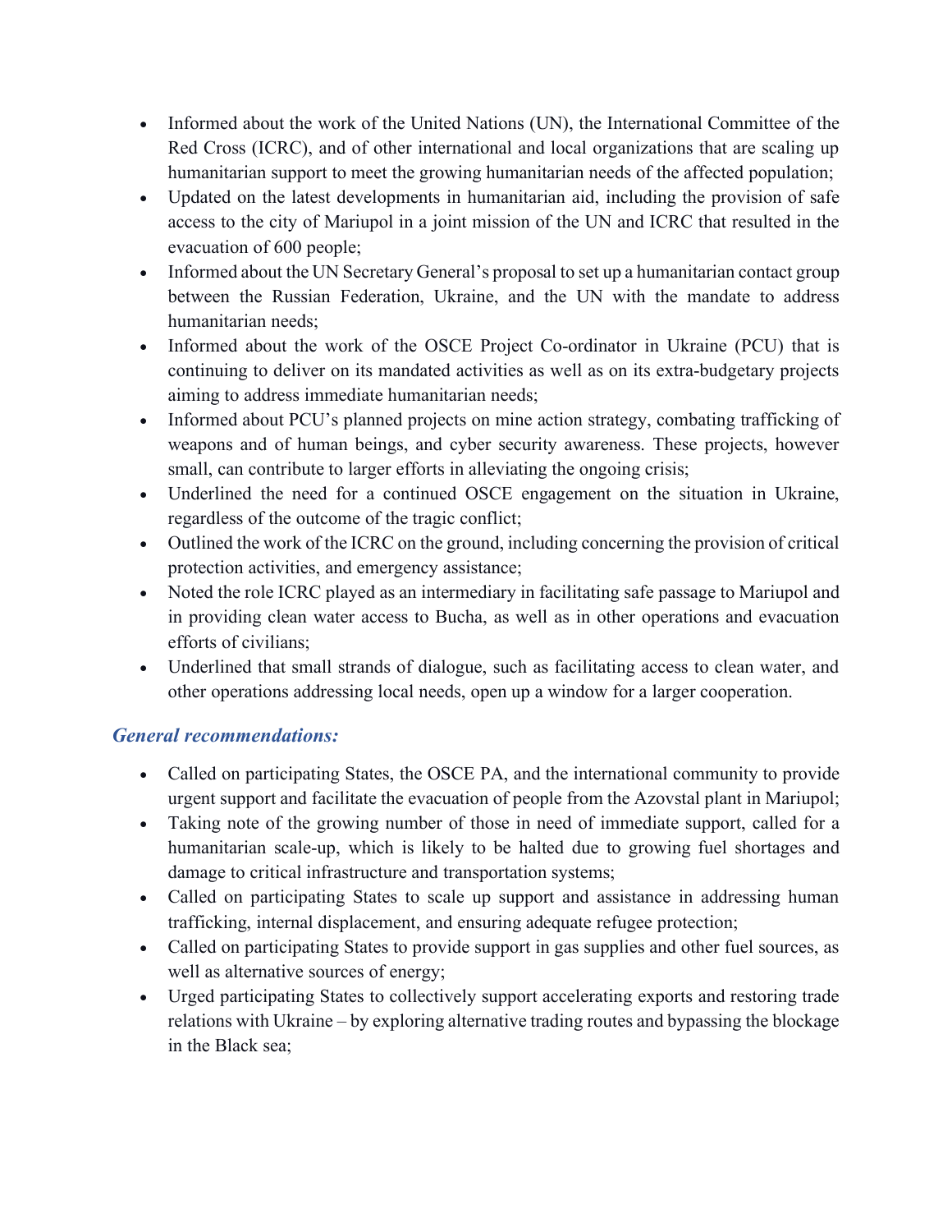- Informed about the work of the United Nations (UN), the International Committee of the Red Cross (ICRC), and of other international and local organizations that are scaling up humanitarian support to meet the growing humanitarian needs of the affected population;
- Updated on the latest developments in humanitarian aid, including the provision of safe access to the city of Mariupol in a joint mission of the UN and ICRC that resulted in the evacuation of 600 people;
- Informed about the UN Secretary General's proposal to set up a humanitarian contact group between the Russian Federation, Ukraine, and the UN with the mandate to address humanitarian needs;
- Informed about the work of the OSCE Project Co-ordinator in Ukraine (PCU) that is continuing to deliver on its mandated activities as well as on its extra-budgetary projects aiming to address immediate humanitarian needs;
- Informed about PCU's planned projects on mine action strategy, combating trafficking of weapons and of human beings, and cyber security awareness. These projects, however small, can contribute to larger efforts in alleviating the ongoing crisis;
- Underlined the need for a continued OSCE engagement on the situation in Ukraine, regardless of the outcome of the tragic conflict;
- Outlined the work of the ICRC on the ground, including concerning the provision of critical protection activities, and emergency assistance;
- Noted the role ICRC played as an intermediary in facilitating safe passage to Mariupol and in providing clean water access to Bucha, as well as in other operations and evacuation efforts of civilians;
- Underlined that small strands of dialogue, such as facilitating access to clean water, and other operations addressing local needs, open up a window for a larger cooperation.

### *General recommendations:*

- Called on participating States, the OSCE PA, and the international community to provide urgent support and facilitate the evacuation of people from the Azovstal plant in Mariupol;
- Taking note of the growing number of those in need of immediate support, called for a humanitarian scale-up, which is likely to be halted due to growing fuel shortages and damage to critical infrastructure and transportation systems;
- Called on participating States to scale up support and assistance in addressing human trafficking, internal displacement, and ensuring adequate refugee protection;
- Called on participating States to provide support in gas supplies and other fuel sources, as well as alternative sources of energy;
- Urged participating States to collectively support accelerating exports and restoring trade relations with Ukraine – by exploring alternative trading routes and bypassing the blockage in the Black sea;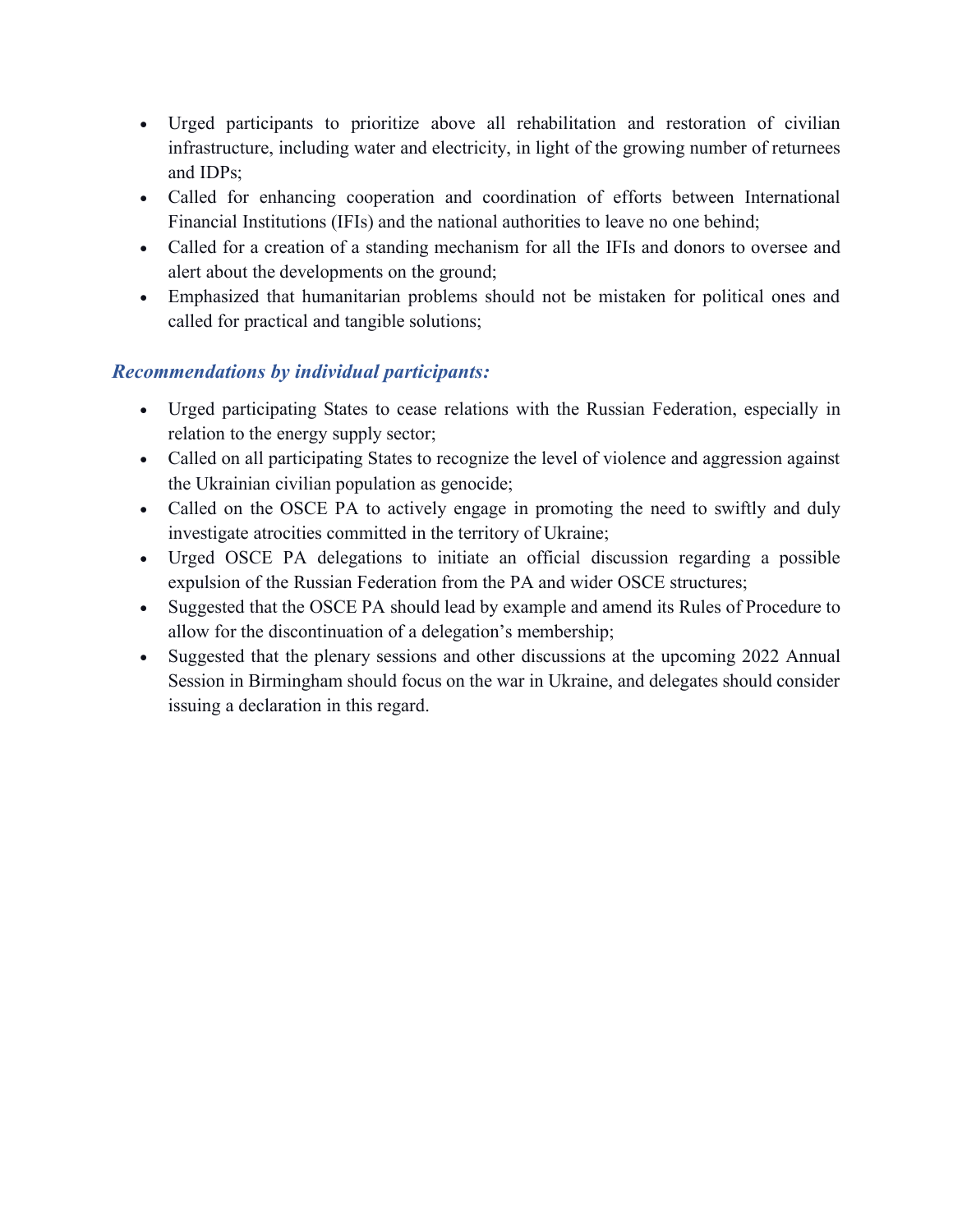- Urged participants to prioritize above all rehabilitation and restoration of civilian infrastructure, including water and electricity, in light of the growing number of returnees and IDPs;
- Called for enhancing cooperation and coordination of efforts between International Financial Institutions (IFIs) and the national authorities to leave no one behind;
- Called for a creation of a standing mechanism for all the IFIs and donors to oversee and alert about the developments on the ground;
- Emphasized that humanitarian problems should not be mistaken for political ones and called for practical and tangible solutions;

### *Recommendations by individual participants:*

- Urged participating States to cease relations with the Russian Federation, especially in relation to the energy supply sector;
- Called on all participating States to recognize the level of violence and aggression against the Ukrainian civilian population as genocide;
- Called on the OSCE PA to actively engage in promoting the need to swiftly and duly investigate atrocities committed in the territory of Ukraine;
- Urged OSCE PA delegations to initiate an official discussion regarding a possible expulsion of the Russian Federation from the PA and wider OSCE structures;
- Suggested that the OSCE PA should lead by example and amend its Rules of Procedure to allow for the discontinuation of a delegation's membership;
- Suggested that the plenary sessions and other discussions at the upcoming 2022 Annual Session in Birmingham should focus on the war in Ukraine, and delegates should consider issuing a declaration in this regard.